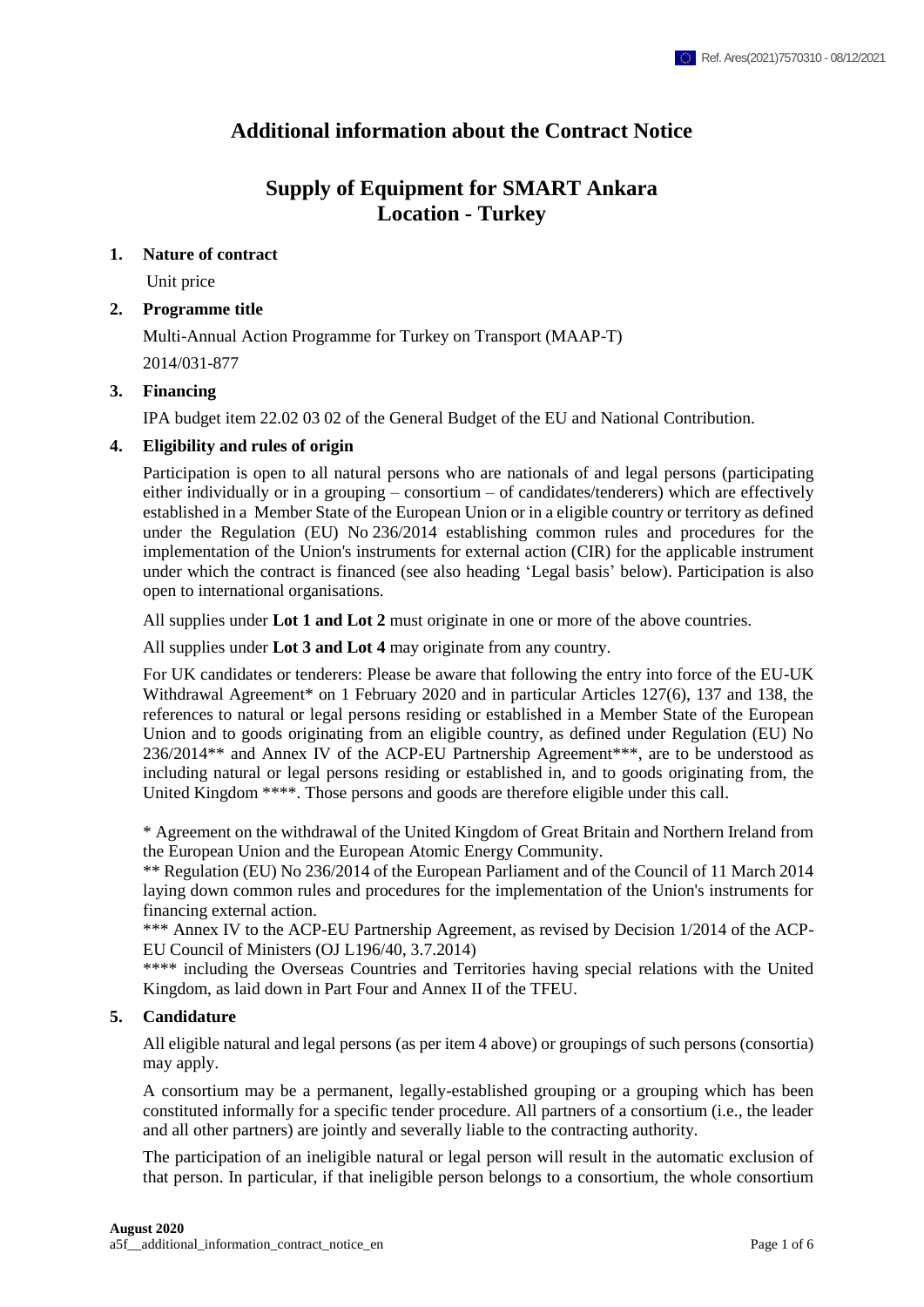# Additional information about the Contract Notice

## Supply of Equipment for SMART Ankara
## Location - Turkey

### 1. Nature of contract

Unit price

### 2. Programme title

Multi-Annual Action Programme for Turkey on Transport (MAAP-T)

2014/031-877

### 3. Financing

IPA budget item 22.02 03 02 of the General Budget of the EU and National Contribution.

### 4. Eligibility and rules of origin

Participation is open to all natural persons who are nationals of and legal persons (participating either individually or in a grouping – consortium – of candidates/tenderers) which are effectively established in a Member State of the European Union or in a eligible country or territory as defined under the Regulation (EU) No 236/2014 establishing common rules and procedures for the implementation of the Union's instruments for external action (CIR) for the applicable instrument under which the contract is financed (see also heading 'Legal basis' below). Participation is also open to international organisations.

All supplies under **Lot 1 and Lot 2** must originate in one or more of the above countries.

All supplies under **Lot 3 and Lot 4** may originate from any country.

For UK candidates or tenderers: Please be aware that following the entry into force of the EU-UK Withdrawal Agreement* on 1 February 2020 and in particular Articles 127(6), 137 and 138, the references to natural or legal persons residing or established in a Member State of the European Union and to goods originating from an eligible country, as defined under Regulation (EU) No 236/2014** and Annex IV of the ACP-EU Partnership Agreement***, are to be understood as including natural or legal persons residing or established in, and to goods originating from, the United Kingdom ****. Those persons and goods are therefore eligible under this call.

\* Agreement on the withdrawal of the United Kingdom of Great Britain and Northern Ireland from the European Union and the European Atomic Energy Community.

\*\* Regulation (EU) No 236/2014 of the European Parliament and of the Council of 11 March 2014 laying down common rules and procedures for the implementation of the Union's instruments for financing external action.

\*\*\* Annex IV to the ACP-EU Partnership Agreement, as revised by Decision 1/2014 of the ACP-EU Council of Ministers (OJ L196/40, 3.7.2014)

\*\*\*\* including the Overseas Countries and Territories having special relations with the United Kingdom, as laid down in Part Four and Annex II of the TFEU.

### 5. Candidature

All eligible natural and legal persons (as per item 4 above) or groupings of such persons (consortia) may apply.

A consortium may be a permanent, legally-established grouping or a grouping which has been constituted informally for a specific tender procedure. All partners of a consortium (i.e., the leader and all other partners) are jointly and severally liable to the contracting authority.

The participation of an ineligible natural or legal person will result in the automatic exclusion of that person. In particular, if that ineligible person belongs to a consortium, the whole consortium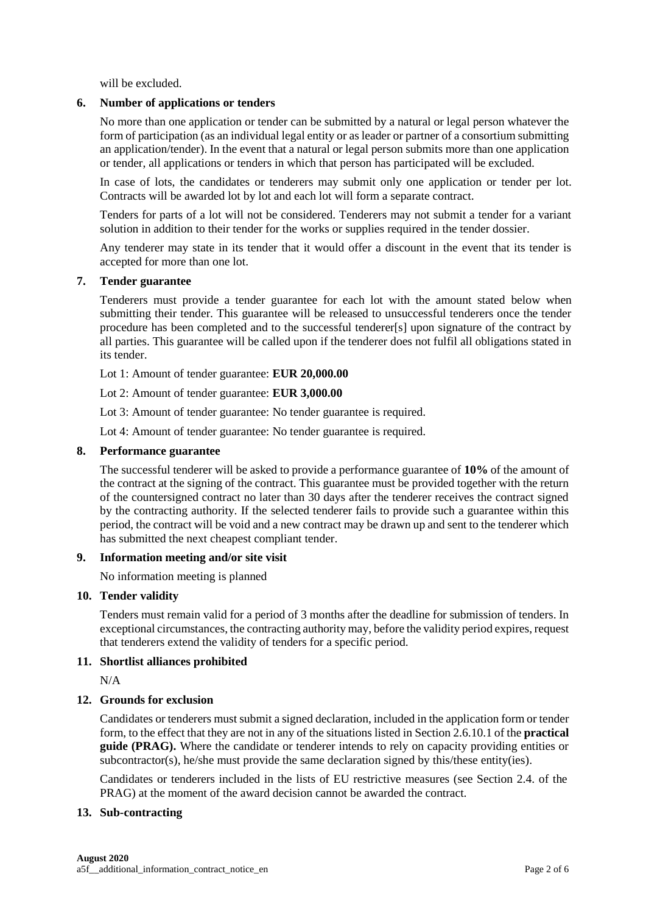will be excluded.

## 6. Number of applications or tenders

No more than one application or tender can be submitted by a natural or legal person whatever the form of participation (as an individual legal entity or as leader or partner of a consortium submitting an application/tender). In the event that a natural or legal person submits more than one application or tender, all applications or tenders in which that person has participated will be excluded.

In case of lots, the candidates or tenderers may submit only one application or tender per lot. Contracts will be awarded lot by lot and each lot will form a separate contract.

Tenders for parts of a lot will not be considered. Tenderers may not submit a tender for a variant solution in addition to their tender for the works or supplies required in the tender dossier.

Any tenderer may state in its tender that it would offer a discount in the event that its tender is accepted for more than one lot.

## 7. Tender guarantee

Tenderers must provide a tender guarantee for each lot with the amount stated below when submitting their tender. This guarantee will be released to unsuccessful tenderers once the tender procedure has been completed and to the successful tenderer[s] upon signature of the contract by all parties. This guarantee will be called upon if the tenderer does not fulfil all obligations stated in its tender.

Lot 1: Amount of tender guarantee: **EUR 20,000.00**

Lot 2: Amount of tender guarantee: **EUR 3,000.00**

Lot 3: Amount of tender guarantee: No tender guarantee is required.

Lot 4: Amount of tender guarantee: No tender guarantee is required.

## 8. Performance guarantee

The successful tenderer will be asked to provide a performance guarantee of **10%** of the amount of the contract at the signing of the contract. This guarantee must be provided together with the return of the countersigned contract no later than 30 days after the tenderer receives the contract signed by the contracting authority. If the selected tenderer fails to provide such a guarantee within this period, the contract will be void and a new contract may be drawn up and sent to the tenderer which has submitted the next cheapest compliant tender.

## 9. Information meeting and/or site visit

No information meeting is planned

## 10. Tender validity

Tenders must remain valid for a period of 3 months after the deadline for submission of tenders. In exceptional circumstances, the contracting authority may, before the validity period expires, request that tenderers extend the validity of tenders for a specific period.

## 11. Shortlist alliances prohibited

N/A

## 12. Grounds for exclusion

Candidates or tenderers must submit a signed declaration, included in the application form or tender form, to the effect that they are not in any of the situations listed in Section 2.6.10.1 of the **practical guide (PRAG).** Where the candidate or tenderer intends to rely on capacity providing entities or subcontractor(s), he/she must provide the same declaration signed by this/these entity(ies).

Candidates or tenderers included in the lists of EU restrictive measures (see Section 2.4. of the PRAG) at the moment of the award decision cannot be awarded the contract.

## 13. Sub-contracting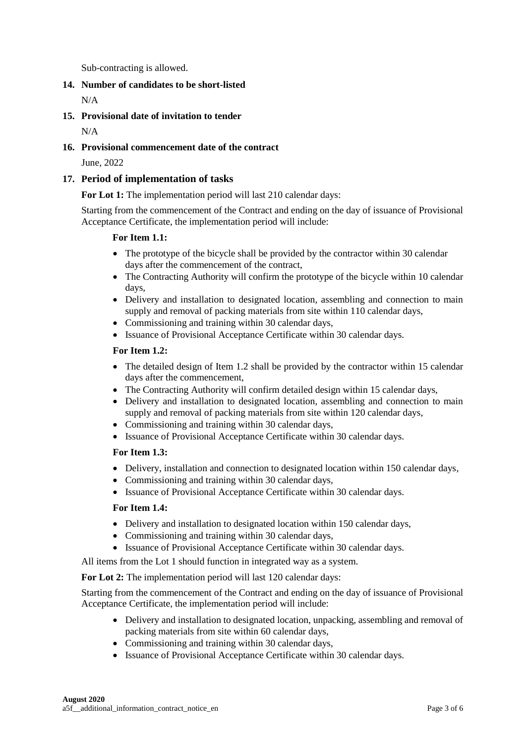Sub-contracting is allowed.

**14. Number of candidates to be short-listed**

N/A

**15. Provisional date of invitation to tender**

N/A

**16. Provisional commencement date of the contract**

June, 2022

## 17. Period of implementation of tasks

**For Lot 1:** The implementation period will last 210 calendar days:

Starting from the commencement of the Contract and ending on the day of issuance of Provisional Acceptance Certificate, the implementation period will include:

**For Item 1.1:**

- The prototype of the bicycle shall be provided by the contractor within 30 calendar days after the commencement of the contract,
- The Contracting Authority will confirm the prototype of the bicycle within 10 calendar days,
- Delivery and installation to designated location, assembling and connection to main supply and removal of packing materials from site within 110 calendar days,
- Commissioning and training within 30 calendar days,
- Issuance of Provisional Acceptance Certificate within 30 calendar days.

**For Item 1.2:**

- The detailed design of Item 1.2 shall be provided by the contractor within 15 calendar days after the commencement,
- The Contracting Authority will confirm detailed design within 15 calendar days,
- Delivery and installation to designated location, assembling and connection to main supply and removal of packing materials from site within 120 calendar days,
- Commissioning and training within 30 calendar days,
- Issuance of Provisional Acceptance Certificate within 30 calendar days.

**For Item 1.3:**

- Delivery, installation and connection to designated location within 150 calendar days,
- Commissioning and training within 30 calendar days,
- Issuance of Provisional Acceptance Certificate within 30 calendar days.

**For Item 1.4:**

- Delivery and installation to designated location within 150 calendar days,
- Commissioning and training within 30 calendar days,
- Issuance of Provisional Acceptance Certificate within 30 calendar days.

All items from the Lot 1 should function in integrated way as a system.

**For Lot 2:** The implementation period will last 120 calendar days:

Starting from the commencement of the Contract and ending on the day of issuance of Provisional Acceptance Certificate, the implementation period will include:

- Delivery and installation to designated location, unpacking, assembling and removal of packing materials from site within 60 calendar days,
- Commissioning and training within 30 calendar days,
- Issuance of Provisional Acceptance Certificate within 30 calendar days.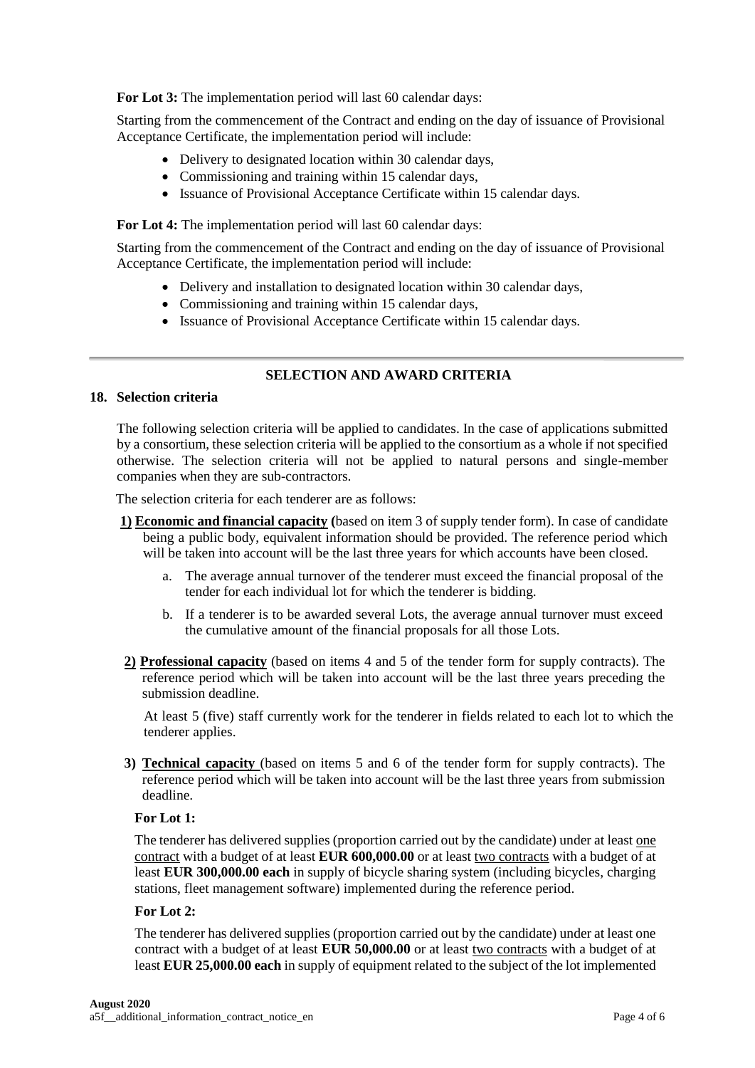**For Lot 3:** The implementation period will last 60 calendar days:

Starting from the commencement of the Contract and ending on the day of issuance of Provisional Acceptance Certificate, the implementation period will include:

- Delivery to designated location within 30 calendar days,
- Commissioning and training within 15 calendar days,
- Issuance of Provisional Acceptance Certificate within 15 calendar days.

**For Lot 4:** The implementation period will last 60 calendar days:

Starting from the commencement of the Contract and ending on the day of issuance of Provisional Acceptance Certificate, the implementation period will include:

- Delivery and installation to designated location within 30 calendar days,
- Commissioning and training within 15 calendar days,
- Issuance of Provisional Acceptance Certificate within 15 calendar days.

---

## SELECTION AND AWARD CRITERIA

### 18. Selection criteria

The following selection criteria will be applied to candidates. In the case of applications submitted by a consortium, these selection criteria will be applied to the consortium as a whole if not specified otherwise. The selection criteria will not be applied to natural persons and single-member companies when they are sub-contractors.

The selection criteria for each tenderer are as follows:

**1) Economic and financial capacity (**based on item 3 of supply tender form). In case of candidate being a public body, equivalent information should be provided. The reference period which will be taken into account will be the last three years for which accounts have been closed.

a. The average annual turnover of the tenderer must exceed the financial proposal of the tender for each individual lot for which the tenderer is bidding.

b. If a tenderer is to be awarded several Lots, the average annual turnover must exceed the cumulative amount of the financial proposals for all those Lots.

**2) Professional capacity** (based on items 4 and 5 of the tender form for supply contracts). The reference period which will be taken into account will be the last three years preceding the submission deadline.

At least 5 (five) staff currently work for the tenderer in fields related to each lot to which the tenderer applies.

**3) Technical capacity** (based on items 5 and 6 of the tender form for supply contracts). The reference period which will be taken into account will be the last three years from submission deadline.

**For Lot 1:**

The tenderer has delivered supplies (proportion carried out by the candidate) under at least one contract with a budget of at least **EUR 600,000.00** or at least two contracts with a budget of at least **EUR 300,000.00 each** in supply of bicycle sharing system (including bicycles, charging stations, fleet management software) implemented during the reference period.

**For Lot 2:**

The tenderer has delivered supplies (proportion carried out by the candidate) under at least one contract with a budget of at least **EUR 50,000.00** or at least two contracts with a budget of at least **EUR 25,000.00 each** in supply of equipment related to the subject of the lot implemented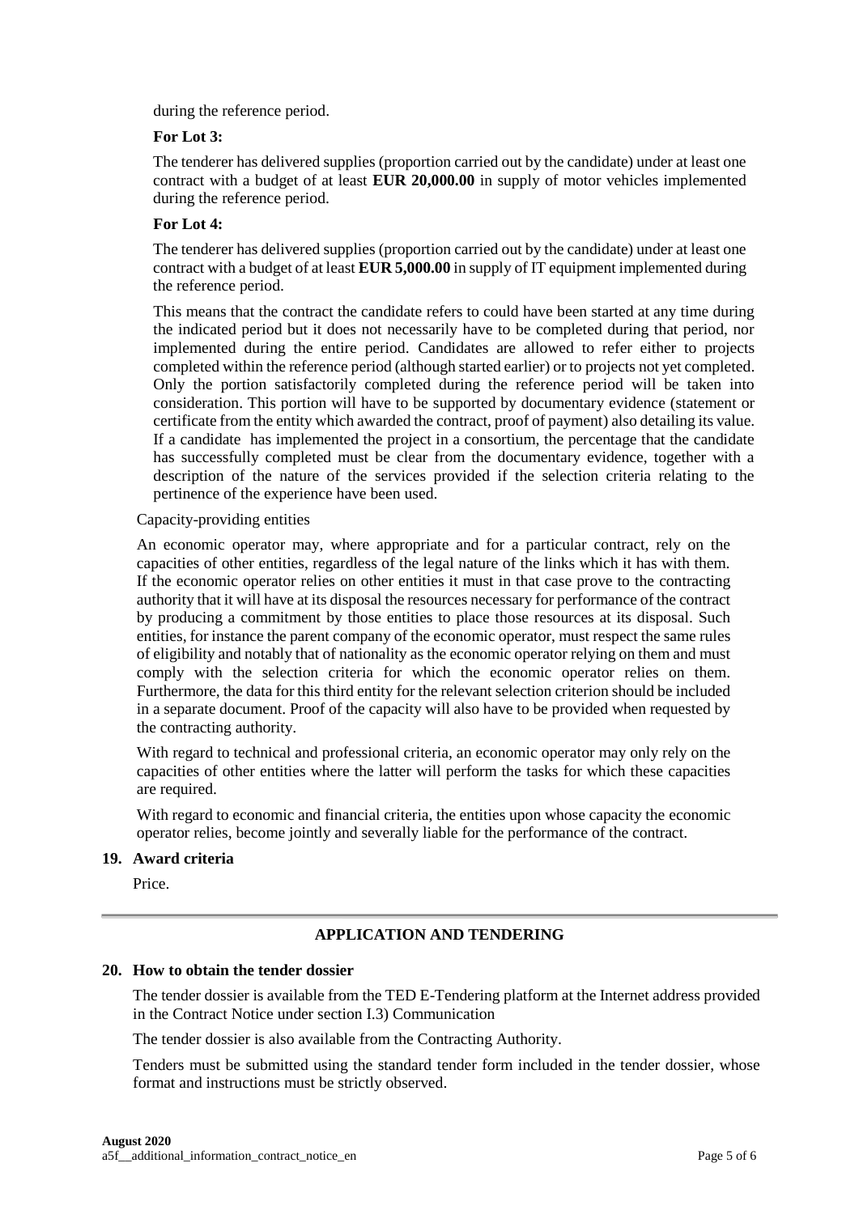during the reference period.

**For Lot 3:**

The tenderer has delivered supplies (proportion carried out by the candidate) under at least one contract with a budget of at least **EUR 20,000.00** in supply of motor vehicles implemented during the reference period.

**For Lot 4:**

The tenderer has delivered supplies (proportion carried out by the candidate) under at least one contract with a budget of at least **EUR 5,000.00** in supply of IT equipment implemented during the reference period.

This means that the contract the candidate refers to could have been started at any time during the indicated period but it does not necessarily have to be completed during that period, nor implemented during the entire period. Candidates are allowed to refer either to projects completed within the reference period (although started earlier) or to projects not yet completed. Only the portion satisfactorily completed during the reference period will be taken into consideration. This portion will have to be supported by documentary evidence (statement or certificate from the entity which awarded the contract, proof of payment) also detailing its value. If a candidate has implemented the project in a consortium, the percentage that the candidate has successfully completed must be clear from the documentary evidence, together with a description of the nature of the services provided if the selection criteria relating to the pertinence of the experience have been used.

Capacity-providing entities

An economic operator may, where appropriate and for a particular contract, rely on the capacities of other entities, regardless of the legal nature of the links which it has with them. If the economic operator relies on other entities it must in that case prove to the contracting authority that it will have at its disposal the resources necessary for performance of the contract by producing a commitment by those entities to place those resources at its disposal. Such entities, for instance the parent company of the economic operator, must respect the same rules of eligibility and notably that of nationality as the economic operator relying on them and must comply with the selection criteria for which the economic operator relies on them. Furthermore, the data for this third entity for the relevant selection criterion should be included in a separate document. Proof of the capacity will also have to be provided when requested by the contracting authority.

With regard to technical and professional criteria, an economic operator may only rely on the capacities of other entities where the latter will perform the tasks for which these capacities are required.

With regard to economic and financial criteria, the entities upon whose capacity the economic operator relies, become jointly and severally liable for the performance of the contract.

## 19. Award criteria

Price.

## APPLICATION AND TENDERING

## 20. How to obtain the tender dossier

The tender dossier is available from the TED E-Tendering platform at the Internet address provided in the Contract Notice under section I.3) Communication

The tender dossier is also available from the Contracting Authority.

Tenders must be submitted using the standard tender form included in the tender dossier, whose format and instructions must be strictly observed.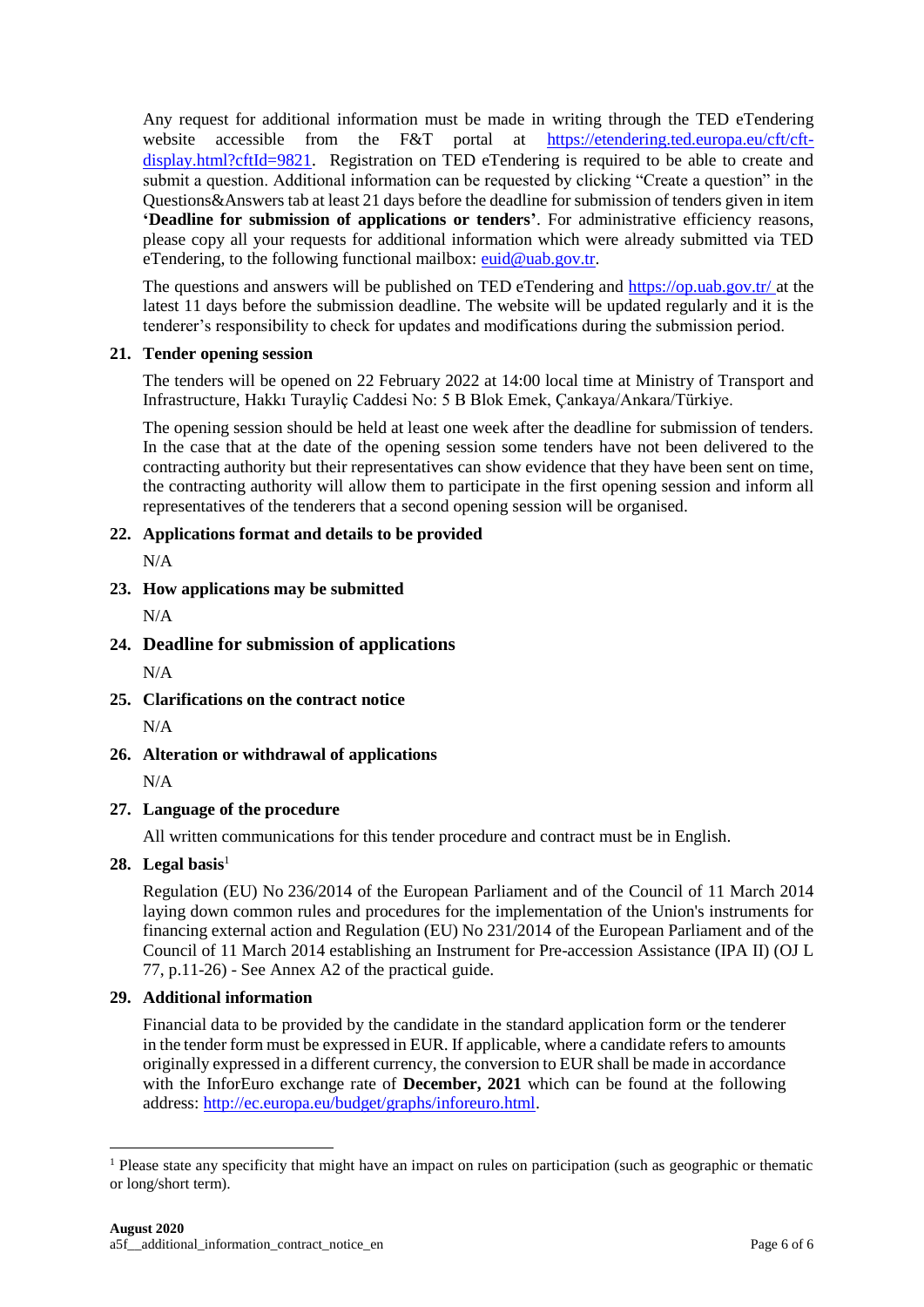Any request for additional information must be made in writing through the TED eTendering website accessible from the F&T portal at https://etendering.ted.europa.eu/cft/cft-display.html?cftId=9821. Registration on TED eTendering is required to be able to create and submit a question. Additional information can be requested by clicking "Create a question" in the Questions&Answers tab at least 21 days before the deadline for submission of tenders given in item **'Deadline for submission of applications or tenders'**. For administrative efficiency reasons, please copy all your requests for additional information which were already submitted via TED eTendering, to the following functional mailbox: euid@uab.gov.tr.

The questions and answers will be published on TED eTendering and https://op.uab.gov.tr/ at the latest 11 days before the submission deadline. The website will be updated regularly and it is the tenderer's responsibility to check for updates and modifications during the submission period.

## 21. Tender opening session

The tenders will be opened on 22 February 2022 at 14:00 local time at Ministry of Transport and Infrastructure, Hakkı Turayliç Caddesi No: 5 B Blok Emek, Çankaya/Ankara/Türkiye.

The opening session should be held at least one week after the deadline for submission of tenders. In the case that at the date of the opening session some tenders have not been delivered to the contracting authority but their representatives can show evidence that they have been sent on time, the contracting authority will allow them to participate in the first opening session and inform all representatives of the tenderers that a second opening session will be organised.

## 22. Applications format and details to be provided

N/A

## 23. How applications may be submitted

N/A

## 24. Deadline for submission of applications

N/A

## 25. Clarifications on the contract notice

N/A

## 26. Alteration or withdrawal of applications

N/A

## 27. Language of the procedure

All written communications for this tender procedure and contract must be in English.

## 28. Legal basis[1]

Regulation (EU) No 236/2014 of the European Parliament and of the Council of 11 March 2014 laying down common rules and procedures for the implementation of the Union's instruments for financing external action and Regulation (EU) No 231/2014 of the European Parliament and of the Council of 11 March 2014 establishing an Instrument for Pre-accession Assistance (IPA II) (OJ L 77, p.11-26) - See Annex A2 of the practical guide.

## 29. Additional information

Financial data to be provided by the candidate in the standard application form or the tenderer in the tender form must be expressed in EUR. If applicable, where a candidate refers to amounts originally expressed in a different currency, the conversion to EUR shall be made in accordance with the InforEuro exchange rate of **December, 2021** which can be found at the following address: http://ec.europa.eu/budget/graphs/inforeuro.html.

---

[1] Please state any specificity that might have an impact on rules on participation (such as geographic or thematic or long/short term).